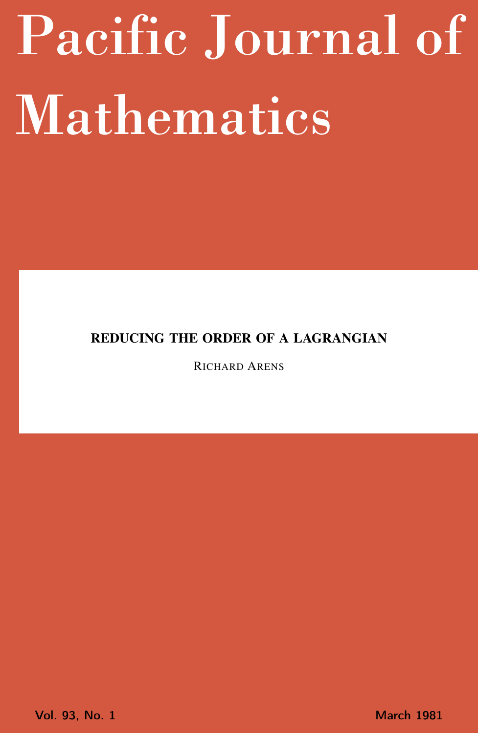# Pacific Journal of Mathematics

**REDUCING THE ORDER OF A LAGRANGIAN**

RICHARD ARENS

Vol. 93, No. 1 March 1981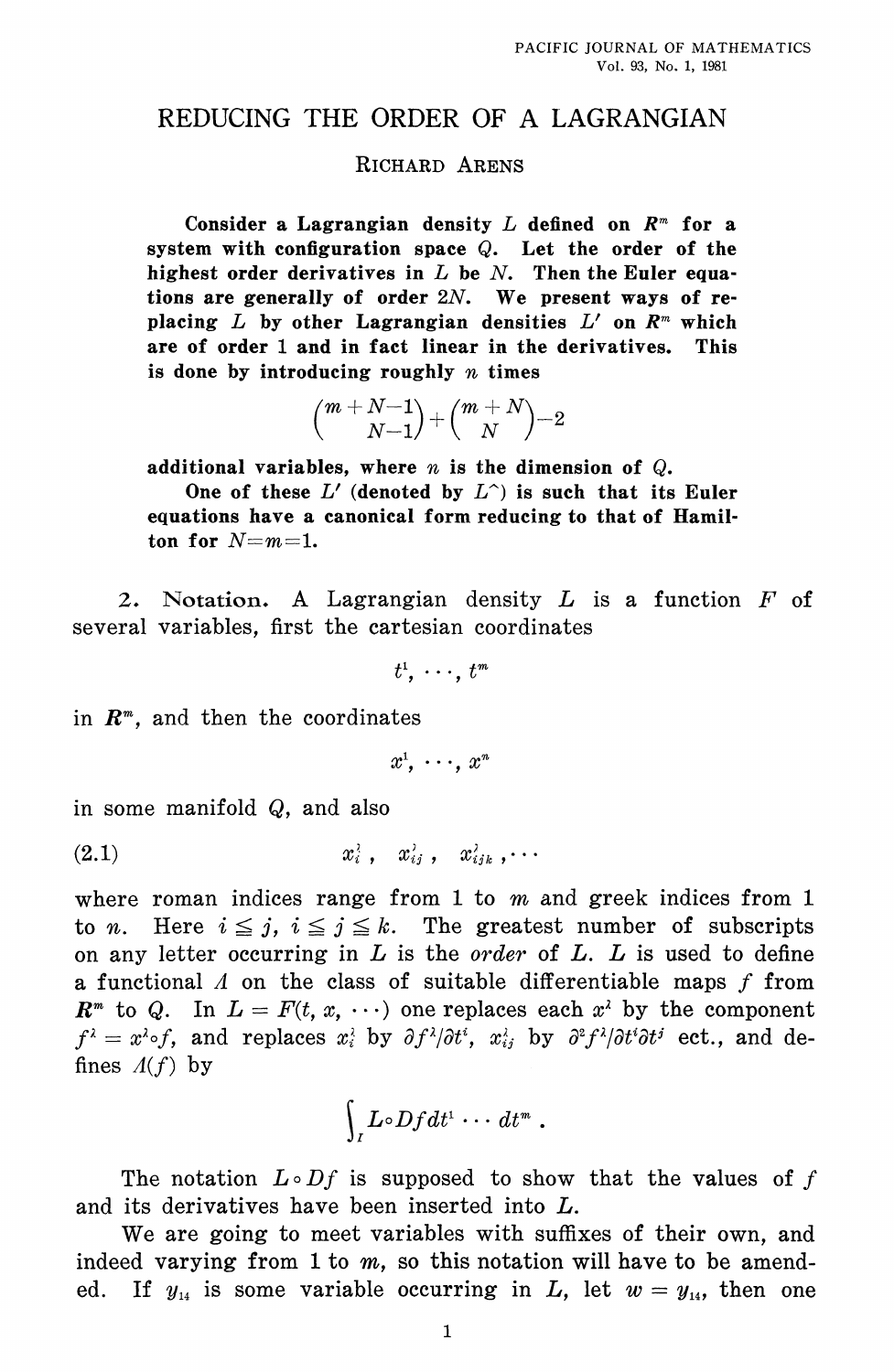# REDUCING THE ORDER OF A LAGRANGIAN

RICHARD ARENS

**Consider a Lagrangian density $L$ defined on $R^m$ for a system with configuration space $Q$. Let the order of the highest order derivatives in $L$ be $N$. Then the Euler equations are generally of order $2N$. We present ways of replacing $L$ by other Lagrangian densities $L'$ on $R^m$ which are of order 1 and in fact linear in the derivatives. This is done by introducing roughly $n$ times**

$$\binom{m+N-1}{N-1}+\binom{m+N}{N}-2$$

**additional variables, where $n$ is the dimension of $Q$.**

**One of these $L'$ (denoted by $L^\wedge$) is such that its Euler equations have a canonical form reducing to that of Hamilton for $N=m=1$.**

2. Notation. A Lagrangian density $L$ is a function $F$ of several variables, first the cartesian coordinates

$$t^1, \cdots, t^m$$

in $\boldsymbol{R}^m$, and then the coordinates

$$x^1, \cdots, x^n$$

in some manifold $Q$, and also

$$x_i^\lambda\ , \quad x_{ij}^\lambda\ , \quad x_{ijk}^\lambda\ , \cdots \tag{2.1}$$

where roman indices range from 1 to $m$ and greek indices from 1 to $n$. Here $i \leqq j$, $i \leqq j \leqq k$. The greatest number of subscripts on any letter occurring in $L$ is the *order* of $L$. $L$ is used to define a functional $\Lambda$ on the class of suitable differentiable maps $f$ from $\boldsymbol{R}^m$ to $Q$. In $L = F(t, x, \cdots)$ one replaces each $x^\lambda$ by the component $f^\lambda = x^\lambda \circ f$, and replaces $x_i^\lambda$ by $\partial f^\lambda/\partial t^i$, $x_{ij}^\lambda$ by $\partial^2 f^\lambda/\partial t^i \partial t^j$ ect., and defines $\Lambda(f)$ by

$$\int_I L \circ Df\, dt^1 \cdots dt^m\ .$$

The notation $L \circ Df$ is supposed to show that the values of $f$ and its derivatives have been inserted into $L$.

We are going to meet variables with suffixes of their own, and indeed varying from 1 to $m$, so this notation will have to be amended. If $y_{14}$ is some variable occurring in $L$, let $w = y_{14}$, then one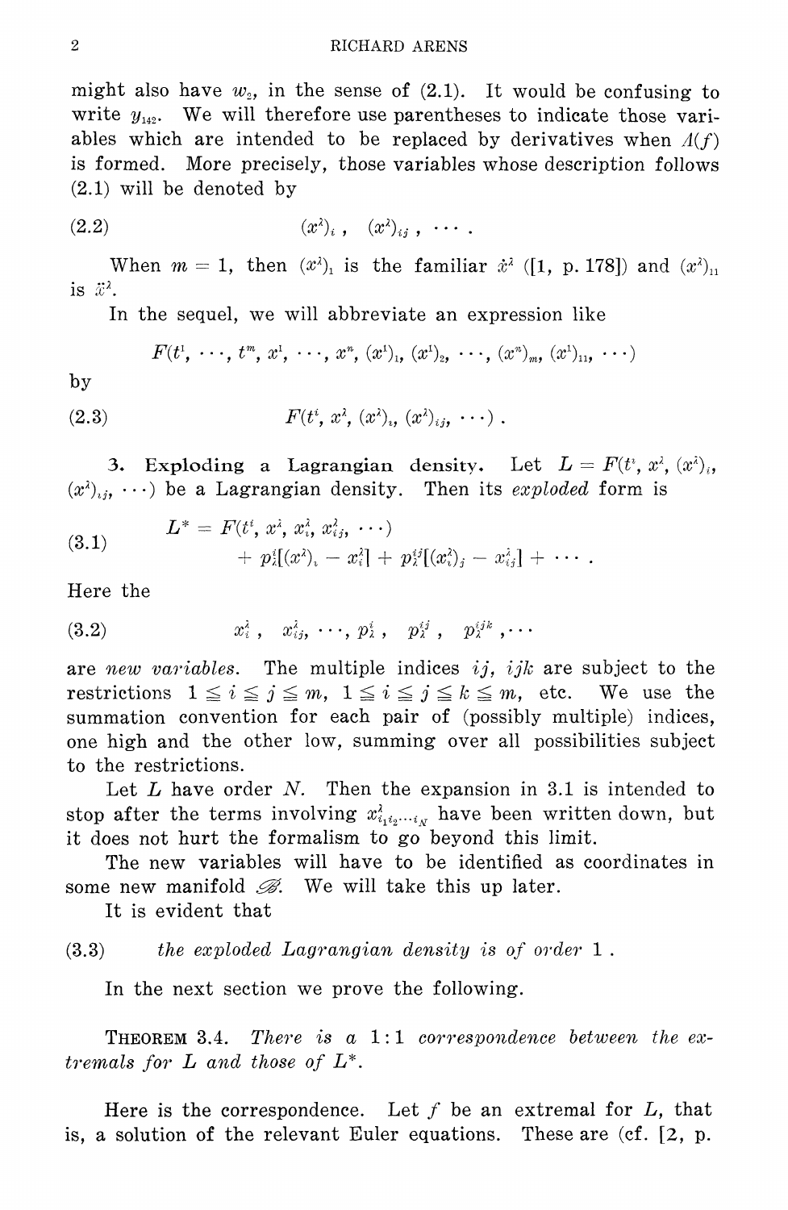might also have $w_2$, in the sense of (2.1). It would be confusing to write $y_{142}$. We will therefore use parentheses to indicate those variables which are intended to be replaced by derivatives when $\Lambda(f)$ is formed. More precisely, those variables whose description follows (2.1) will be denoted by

$$(x^\lambda)_i\,,\quad (x^\lambda)_{ij}\,,\ \cdots\,. \tag{2.2}$$

When $m = 1$, then $(x^\lambda)_1$ is the familiar $\dot{x}^\lambda$ ([1, p. 178]) and $(x^\lambda)_{11}$ is $\ddot{x}^\lambda$.

In the sequel, we will abbreviate an expression like

$$F(t^1, \cdots, t^m, x^1, \cdots, x^n, (x^1)_1, (x^1)_2, \cdots, (x^n)_m, (x^1)_{11}, \cdots)$$

by

$$F(t^i, x^\lambda, (x^\lambda)_i, (x^\lambda)_{ij}, \cdots)\,. \tag{2.3}$$

## 3. Exploding a Lagrangian density.

Let $L = F(t^i, x^\lambda, (x^\lambda)_i, (x^\lambda)_{ij}, \cdots)$ be a Lagrangian density. Then its *exploded* form is

$$\begin{aligned} L^* = {} & F(t^i, x^\lambda, x^\lambda_i, x^\lambda_{ij}, \cdots) \\ & + p^i_\lambda[(x^\lambda)_i - x^\lambda_i] + p^{ij}_\lambda[(x^\lambda_i)_j - x^\lambda_{ij}] + \cdots\,. \end{aligned} \tag{3.1}$$

Here the

$$x^\lambda_i\,,\quad x^\lambda_{ij}, \cdots, p^i_\lambda\,,\quad p^{ij}_\lambda\,,\quad p^{ijk}_\lambda\,, \cdots \tag{3.2}$$

are *new variables*. The multiple indices $ij$, $ijk$ are subject to the restrictions $1 \leqq i \leqq j \leqq m$, $1 \leqq i \leqq j \leqq k \leqq m$, etc. We use the summation convention for each pair of (possibly multiple) indices, one high and the other low, summing over all possibilities subject to the restrictions.

Let $L$ have order $N$. Then the expansion in 3.1 is intended to stop after the terms involving $x^\lambda_{i_1 i_2 \cdots i_N}$ have been written down, but it does not hurt the formalism to go beyond this limit.

The new variables will have to be identified as coordinates in some new manifold $\mathscr{B}$. We will take this up later.

It is evident that

(3.3) *the exploded Lagrangian density is of order* 1 .

In the next section we prove the following.

**THEOREM 3.4.** *There is a* 1:1 *correspondence between the extremals for* $L$ *and those of* $L^*$.

Here is the correspondence. Let $f$ be an extremal for $L$, that is, a solution of the relevant Euler equations. These are (cf. [2, p.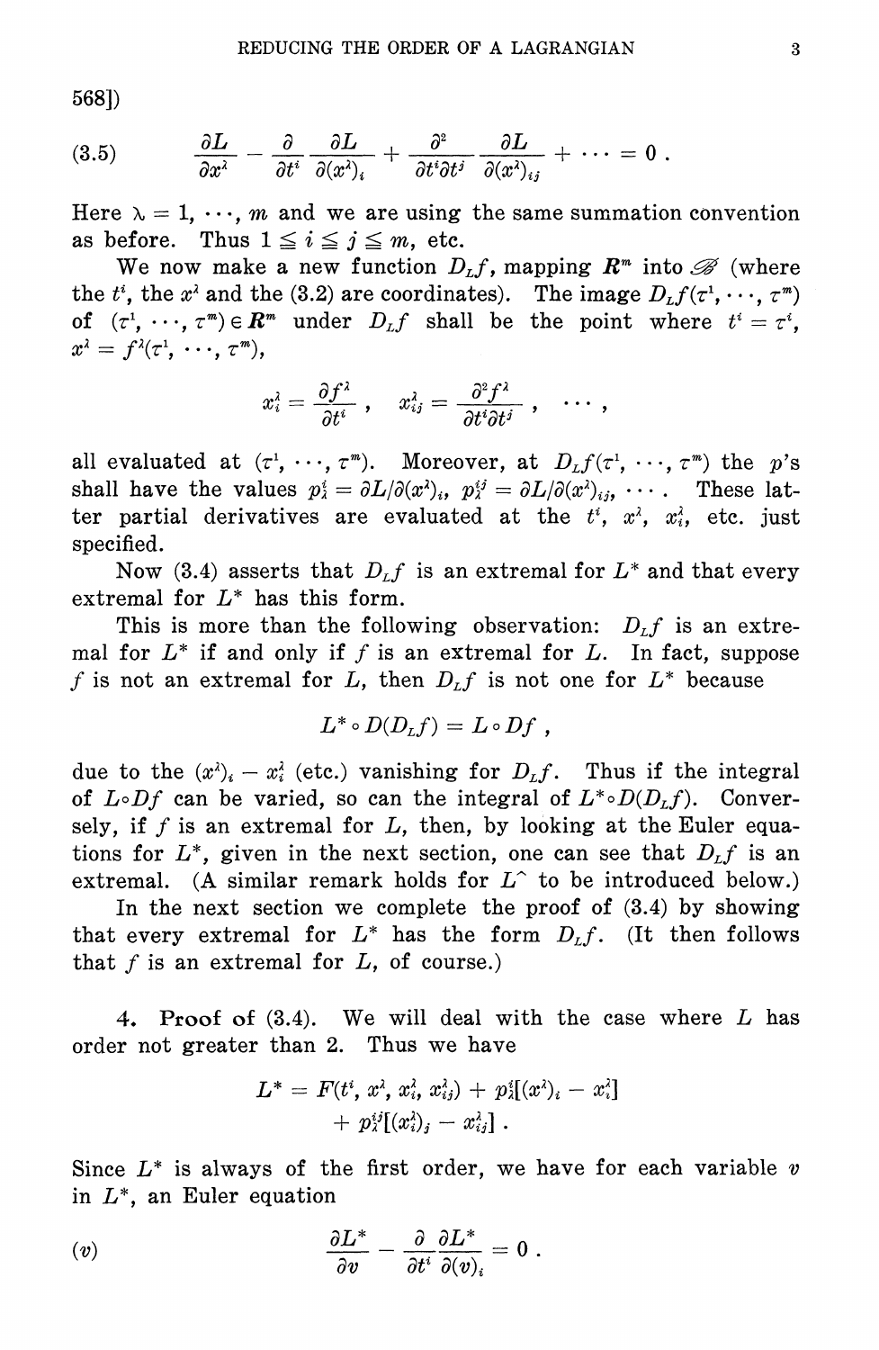568])

$$\frac{\partial L}{\partial x^\lambda} - \frac{\partial}{\partial t^i}\frac{\partial L}{\partial (x^\lambda)_i} + \frac{\partial^2}{\partial t^i \partial t^j}\frac{\partial L}{\partial (x^\lambda)_{ij}} + \cdots = 0 . \tag{3.5}$$

Here $\lambda = 1, \cdots, m$ and we are using the same summation convention as before. Thus $1 \leqq i \leqq j \leqq m$, etc.

We now make a new function $D_L f$, mapping $\boldsymbol{R}^m$ into $\mathscr{B}$ (where the $t^i$, the $x^\lambda$ and the (3.2) are coordinates). The image $D_L f(\tau^1, \cdots, \tau^m)$ of $(\tau^1, \cdots, \tau^m) \in \boldsymbol{R}^m$ under $D_L f$ shall be the point where $t^i = \tau^i$, $x^\lambda = f^\lambda(\tau^1, \cdots, \tau^m)$,

$$x_i^\lambda = \frac{\partial f^\lambda}{\partial t^i} , \quad x_{ij}^\lambda = \frac{\partial^2 f^\lambda}{\partial t^i \partial t^j} , \quad \cdots ,$$

all evaluated at $(\tau^1, \cdots, \tau^m)$. Moreover, at $D_L f(\tau^1, \cdots, \tau^m)$ the $p$'s shall have the values $p_\lambda^i = \partial L / \partial (x^\lambda)_i$, $p_\lambda^{ij} = \partial L / \partial (x^\lambda)_{ij}$, $\cdots$. These latter partial derivatives are evaluated at the $t^i$, $x^\lambda$, $x_i^\lambda$, etc. just specified.

Now (3.4) asserts that $D_L f$ is an extremal for $L^*$ and that every extremal for $L^*$ has this form.

This is more than the following observation: $D_L f$ is an extremal for $L^*$ if and only if $f$ is an extremal for $L$. In fact, suppose $f$ is not an extremal for $L$, then $D_L f$ is not one for $L^*$ because

$$L^* \circ D(D_L f) = L \circ Df ,$$

due to the $(x^\lambda)_i - x_i^\lambda$ (etc.) vanishing for $D_L f$. Thus if the integral of $L \circ Df$ can be varied, so can the integral of $L^* \circ D(D_L f)$. Conversely, if $f$ is an extremal for $L$, then, by looking at the Euler equations for $L^*$, given in the next section, one can see that $D_L f$ is an extremal. (A similar remark holds for $L^\wedge$ to be introduced below.)

In the next section we complete the proof of (3.4) by showing that every extremal for $L^*$ has the form $D_L f$. (It then follows that $f$ is an extremal for $L$, of course.)

## 4. Proof of (3.4).

We will deal with the case where $L$ has order not greater than 2. Thus we have

$$L^* = F(t^i, x^\lambda, x_i^\lambda, x_{ij}^\lambda) + p_\lambda^i[(x^\lambda)_i - x_i^\lambda] + p_\lambda^{ij}[(x_i^\lambda)_j - x_{ij}^\lambda] .$$

Since $L^*$ is always of the first order, we have for each variable $v$ in $L^*$, an Euler equation

$$\frac{\partial L^*}{\partial v} - \frac{\partial}{\partial t^i}\frac{\partial L^*}{\partial (v)_i} = 0 . \tag{$v$}$$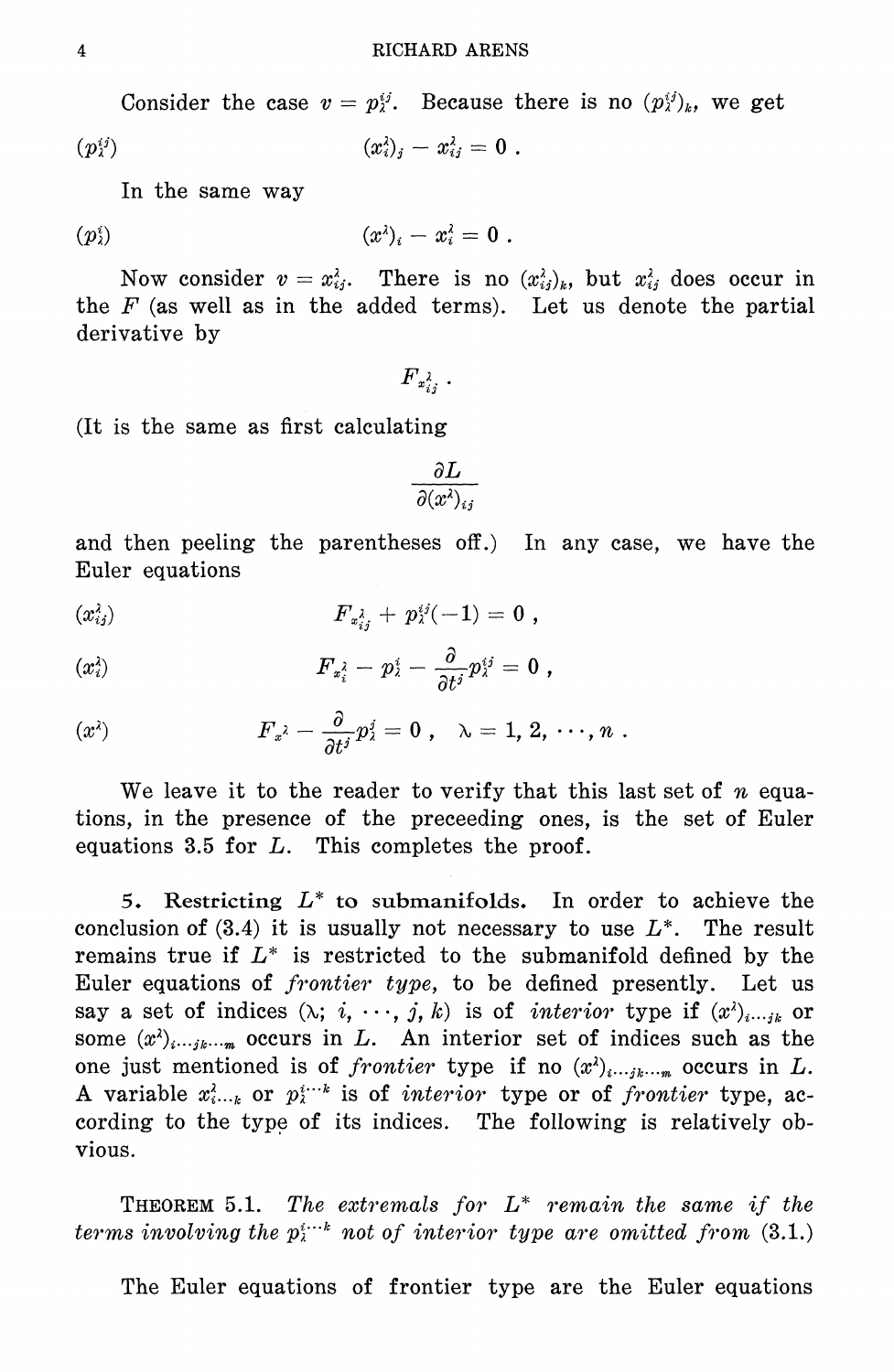Consider the case $v = p_\lambda^{ij}$. Because there is no $(p_\lambda^{ij})_k$, we get

$$(p_\lambda^{ij}) \qquad\qquad (x_i^\lambda)_j - x_{ij}^\lambda = 0\ .$$

In the same way

$$(p_\lambda^{i}) \qquad\qquad (x^\lambda)_i - x_i^\lambda = 0\ .$$

Now consider $v = x_{ij}^\lambda$. There is no $(x_{ij}^\lambda)_k$, but $x_{ij}^\lambda$ does occur in the $F$ (as well as in the added terms). Let us denote the partial derivative by

$$F_{x_{ij}^\lambda}\ .$$

(It is the same as first calculating

$$\frac{\partial L}{\partial (x^\lambda)_{ij}}$$

and then peeling the parentheses off.) In any case, we have the Euler equations

$$(x_{ij}^\lambda) \qquad\qquad F_{x_{ij}^\lambda} + p_\lambda^{ij}(-1) = 0\ ,$$

$$(x_i^\lambda) \qquad\qquad F_{x_i^\lambda} - p_\lambda^i - \frac{\partial}{\partial t^j} p_\lambda^{ij} = 0\ ,$$

$$(x^\lambda) \qquad\qquad F_{x^\lambda} - \frac{\partial}{\partial t^j} p_\lambda^j = 0\ , \quad \lambda = 1, 2, \cdots, n\ .$$

We leave it to the reader to verify that this last set of $n$ equations, in the presence of the preceeding ones, is the set of Euler equations 3.5 for $L$. This completes the proof.

**5. Restricting $L^*$ to submanifolds.** In order to achieve the conclusion of (3.4) it is usually not necessary to use $L^*$. The result remains true if $L^*$ is restricted to the submanifold defined by the Euler equations of *frontier type*, to be defined presently. Let us say a set of indices $(\lambda;\ i, \cdots, j, k)$ is of *interior* type if $(x^\lambda)_{i\cdots jk}$ or some $(x^\lambda)_{i\cdots jk\cdots m}$ occurs in $L$. An interior set of indices such as the one just mentioned is of *frontier* type if no $(x^\lambda)_{i\cdots jk\cdots m}$ occurs in $L$. A variable $x_{i\cdots k}^\lambda$ or $p_\lambda^{i\cdots k}$ is of *interior* type or of *frontier* type, according to the type of its indices. The following is relatively obvious.

THEOREM 5.1. *The extremals for $L^*$ remain the same if the terms involving the $p_\lambda^{i\cdots k}$ not of interior type are omitted from* (3.1.)

The Euler equations of frontier type are the Euler equations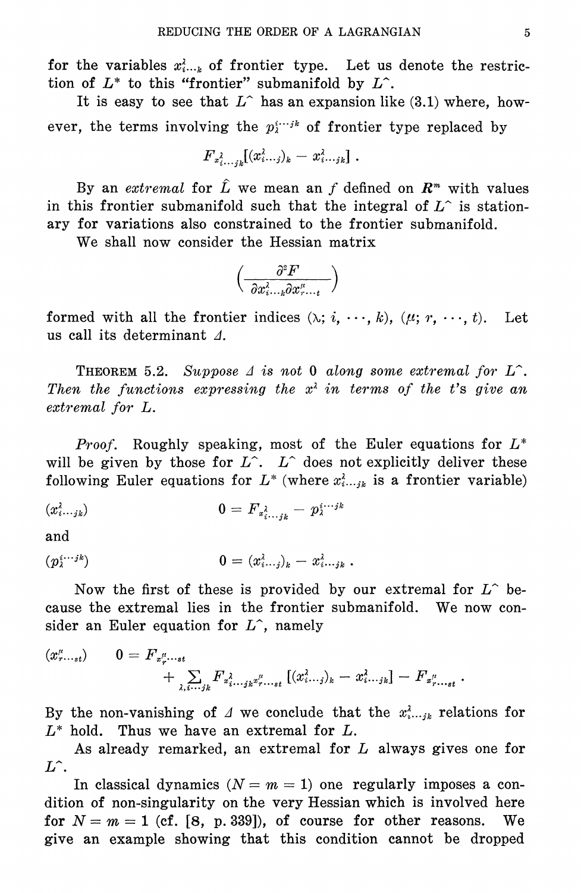for the variables $x^\lambda_{i\ldots k}$ of frontier type. Let us denote the restriction of $L^*$ to this "frontier" submanifold by $L^\wedge$.

It is easy to see that $L^\wedge$ has an expansion like (3.1) where, however, the terms involving the $p_\lambda^{i\cdots jk}$ of frontier type replaced by

$$F_{x^\lambda_{i\ldots jk}}[(x^\lambda_{i\ldots j})_k - x^\lambda_{i\ldots jk}] \,.$$

By an *extremal* for $\hat{L}$ we mean an $f$ defined on $\boldsymbol{R}^m$ with values in this frontier submanifold such that the integral of $L^\wedge$ is stationary for variations also constrained to the frontier submanifold.

We shall now consider the Hessian matrix

$$\left(\frac{\partial^2 F}{\partial x^\lambda_{i\ldots k}\partial x^\mu_{r\ldots t}}\right)$$

formed with all the frontier indices $(\lambda; i, \cdots, k)$, $(\mu; r, \cdots, t)$. Let us call its determinant $\Delta$.

THEOREM 5.2. *Suppose $\Delta$ is not 0 along some extremal for $L^\wedge$. Then the functions expressing the $x^\lambda$ in terms of the $t$'s give an extremal for $L$.*

*Proof.* Roughly speaking, most of the Euler equations for $L^*$ will be given by those for $L^\wedge$. $L^\wedge$ does not explicitly deliver these following Euler equations for $L^*$ (where $x^\lambda_{i\ldots jk}$ is a frontier variable)

$$(x^\lambda_{i\ldots jk}) \qquad\qquad 0 = F_{x^\lambda_{i\ldots jk}} - p_\lambda^{i\cdots jk}$$

and

$$(p_\lambda^{i\cdots jk}) \qquad\qquad 0 = (x^\lambda_{i\ldots j})_k - x^\lambda_{i\ldots jk} \,.$$

Now the first of these is provided by our extremal for $L^\wedge$ because the extremal lies in the frontier submanifold. We now consider an Euler equation for $L^\wedge$, namely

$$(x^\mu_{r\ldots st}) \qquad 0 = F_{x^\mu_{r\ldots st}} + \sum_{\lambda, i\cdots jk} F_{x^\lambda_{i\ldots jk}x^\mu_{r\ldots st}}\,[(x^\lambda_{i\ldots j})_k - x^\lambda_{i\ldots jk}] - F_{x^\mu_{r\ldots st}} \,.$$

By the non-vanishing of $\Delta$ we conclude that the $x^\lambda_{i\ldots jk}$ relations for $L^*$ hold. Thus we have an extremal for $L$.

As already remarked, an extremal for $L$ always gives one for $L^\wedge$.

In classical dynamics ($N = m = 1$) one regularly imposes a condition of non-singularity on the very Hessian which is involved here for $N = m = 1$ (cf. [8, p. 339]), of course for other reasons. We give an example showing that this condition cannot be dropped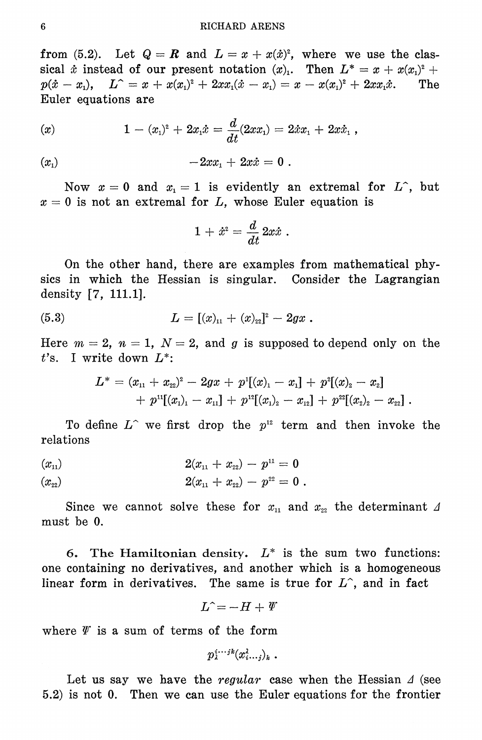from (5.2). Let $Q = \boldsymbol{R}$ and $L = x + x(\dot{x})^2$, where we use the classical $\dot{x}$ instead of our present notation $(x)_1$. Then $L^* = x + x(x_1)^2 + p(\dot{x} - x_1)$, $L^\wedge = x + x(x_1)^2 + 2xx_1(\dot{x} - x_1) = x - x(x_1)^2 + 2xx_1\dot{x}$. The Euler equations are

$$(x) \qquad 1 - (x_1)^2 + 2x_1\dot{x} = \frac{d}{dt}(2xx_1) = 2\dot{x}x_1 + 2x\dot{x}_1 \, ,$$

$$(x_1) \qquad -2xx_1 + 2x\dot{x} = 0 \, .$$

Now $x = 0$ and $x_1 = 1$ is evidently an extremal for $L^\wedge$, but $x = 0$ is not an extremal for $L$, whose Euler equation is

$$1 + \dot{x}^2 = \frac{d}{dt} 2x\dot{x} \, .$$

On the other hand, there are examples from mathematical physics in which the Hessian is singular. Consider the Lagrangian density [7, 111.1].

$$L = [(x)_{11} + (x)_{22}]^2 - 2gx \, . \tag{5.3}$$

Here $m = 2$, $n = 1$, $N = 2$, and $g$ is supposed to depend only on the $t$'s. I write down $L^*$:

$$\begin{aligned} L^* = (x_{11} + x_{22})^2 - 2gx + p^1[(x)_1 - x_1] + p^2[(x)_2 - x_2] \\ + p^{11}[(x_1)_1 - x_{11}] + p^{12}[(x_1)_2 - x_{12}] + p^{22}[(x_2)_2 - x_{22}] \, . \end{aligned}$$

To define $L^\wedge$ we first drop the $p^{12}$ term and then invoke the relations

$$(x_{11}) \qquad 2(x_{11} + x_{22}) - p^{11} = 0$$

$$(x_{22}) \qquad 2(x_{11} + x_{22}) - p^{22} = 0 \, .$$

Since we cannot solve these for $x_{11}$ and $x_{22}$ the determinant $\Delta$ must be 0.

**6. The Hamiltonian density.** $L^*$ is the sum two functions: one containing no derivatives, and another which is a homogeneous linear form in derivatives. The same is true for $L^\wedge$, and in fact

$$L^\wedge = -H + \Psi$$

where $\Psi$ is a sum of terms of the form

$$p_\lambda^{i \cdots jk}(x_{i \cdots j}^\lambda)_k \, .$$

Let us say we have the *regular* case when the Hessian $\Delta$ (see 5.2) is not 0. Then we can use the Euler equations for the frontier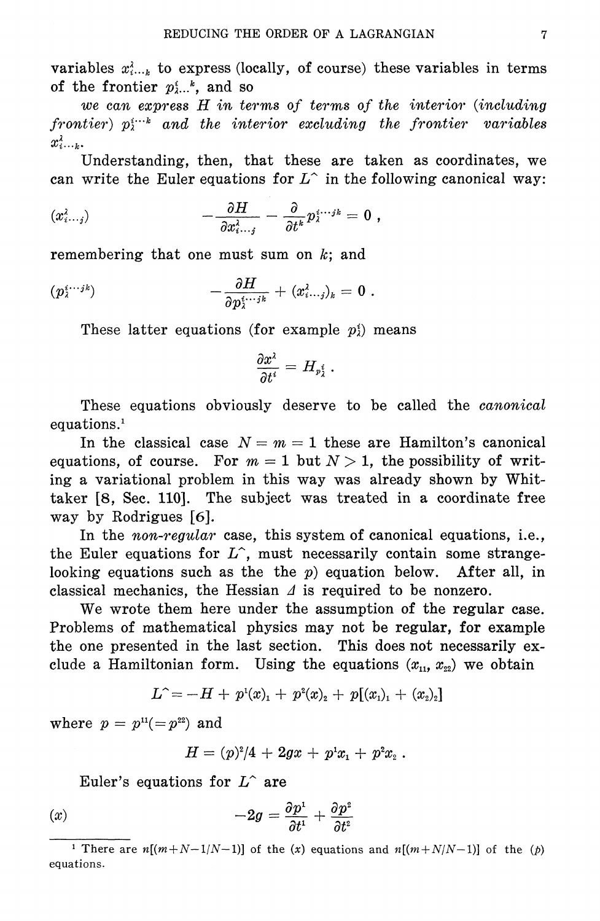variables $x^{\lambda}_{i\ldots k}$ to express (locally, of course) these variables in terms of the frontier $p^{i}_{\lambda\ldots}{}^{k}$, and so

*we can express $H$ in terms of terms of the interior (including frontier) $p^{i\cdots k}_{\lambda}$ and the interior excluding the frontier variables $x^{\lambda}_{i\cdots k}$.*

Understanding, then, that these are taken as coordinates, we can write the Euler equations for $L\hat{}$ in the following canonical way:

$$(x^{\lambda}_{i\ldots j}) \qquad -\frac{\partial H}{\partial x^{\lambda}_{i\ldots j}} - \frac{\partial}{\partial t^{k}} p^{i\cdots jk}_{\lambda} = 0 \,,$$

remembering that one must sum on $k$; and

$$(p^{i\cdots jk}_{\lambda}) \qquad -\frac{\partial H}{\partial p^{i\cdots jk}_{\lambda}} + (x^{\lambda}_{i\ldots j})_{k} = 0 \,.$$

These latter equations (for example $p^{i}_{\lambda}$) means

$$\frac{\partial x^{\lambda}}{\partial t^{i}} = H_{p^{i}_{\lambda}} \,.$$

These equations obviously deserve to be called the *canonical* equations.[1]

In the classical case $N = m = 1$ these are Hamilton's canonical equations, of course. For $m = 1$ but $N > 1$, the possibility of writing a variational problem in this way was already shown by Whittaker [8, Sec. 110]. The subject was treated in a coordinate free way by Rodrigues [6].

In the *non-regular* case, this system of canonical equations, i.e., the Euler equations for $L\hat{}$, must necessarily contain some strange-looking equations such as the the $p$) equation below. After all, in classical mechanics, the Hessian $\Delta$ is required to be nonzero.

We wrote them here under the assumption of the regular case. Problems of mathematical physics may not be regular, for example the one presented in the last section. This does not necessarily exclude a Hamiltonian form. Using the equations $(x_{11}, x_{22})$ we obtain

$$L\hat{} = -H + p^{1}(x)_{1} + p^{2}(x)_{2} + p[(x_{1})_{1} + (x_{2})_{2}]$$

where $p = p^{11} (= p^{22})$ and

$$H = (p)^{2}/4 + 2gx + p^{1}x_{1} + p^{2}x_{2} \,.$$

Euler's equations for $L\hat{}$ are

$$(x) \qquad -2g = \frac{\partial p^{1}}{\partial t^{1}} + \frac{\partial p^{2}}{\partial t^{2}}$$

---

[1] There are $n[(m+N-1/N-1)]$ of the $(x)$ equations and $n[(m+N/N-1)]$ of the $(p)$ equations.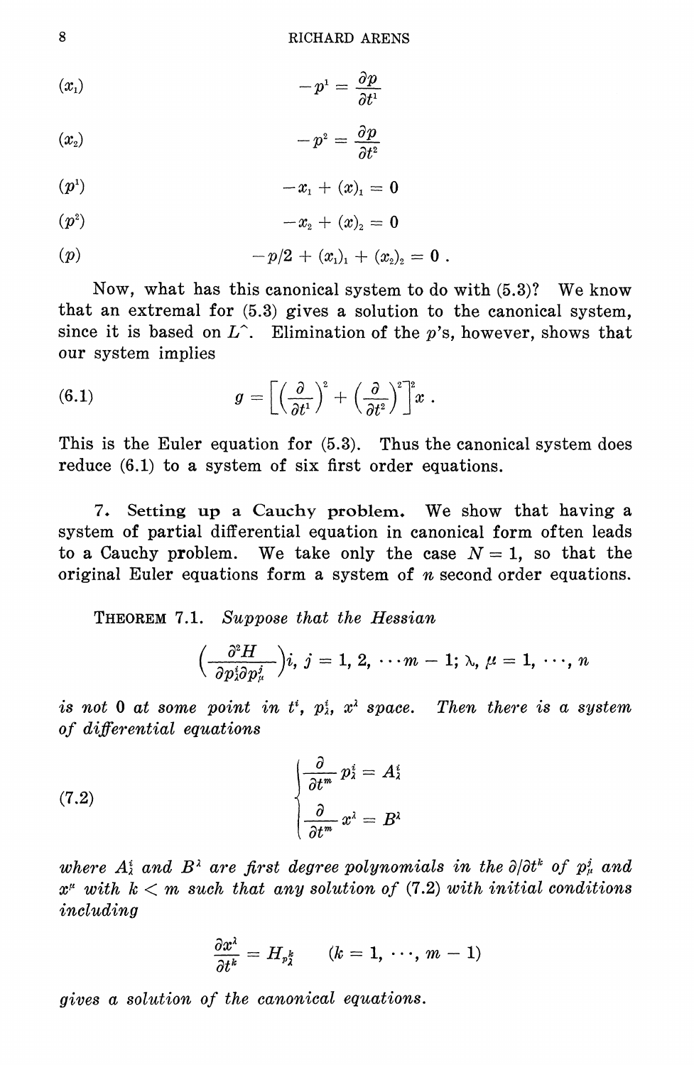$$(x_1) \qquad -p^1 = \frac{\partial p}{\partial t^1}$$

$$(x_2) \qquad -p^2 = \frac{\partial p}{\partial t^2}$$

$$(p^1) \qquad -x_1 + (x)_1 = 0$$

$$(p^2) \qquad -x_2 + (x)_2 = 0$$

$$(p) \qquad -p/2 + (x_1)_1 + (x_2)_2 = 0 \,.$$

Now, what has this canonical system to do with (5.3)? We know that an extremal for (5.3) gives a solution to the canonical system, since it is based on $L^\wedge$. Elimination of the $p$'s, however, shows that our system implies

$$g = \left[\left(\frac{\partial}{\partial t^1}\right)^2 + \left(\frac{\partial}{\partial t^2}\right)^2\right]^2 x \,. \tag{6.1}$$

This is the Euler equation for (5.3). Thus the canonical system does reduce (6.1) to a system of six first order equations.

**7. Setting up a Cauchy problem.** We show that having a system of partial differential equation in canonical form often leads to a Cauchy problem. We take only the case $N = 1$, so that the original Euler equations form a system of $n$ second order equations.

THEOREM 7.1. *Suppose that the Hessian*

$$\left(\frac{\partial^2 H}{\partial p_\lambda^i \partial p_\mu^j}\right) i,\, j = 1, 2, \cdots m-1;\, \lambda, \mu = 1, \cdots, n$$

*is not 0 at some point in $t^i$, $p_\lambda^i$, $x^\lambda$ space. Then there is a system of differential equations*

$$\begin{cases} \dfrac{\partial}{\partial t^m} p_\lambda^i = A_\lambda^i \\[2ex] \dfrac{\partial}{\partial t^m} x^\lambda = B^\lambda \end{cases} \tag{7.2}$$

*where $A_\lambda^i$ and $B^\lambda$ are first degree polynomials in the $\partial/\partial t^k$ of $p_\mu^j$ and $x^\mu$ with $k < m$ such that any solution of (7.2) with initial conditions including*

$$\frac{\partial x^\lambda}{\partial t^k} = H_{p_\lambda^k} \qquad (k = 1, \cdots, m-1)$$

*gives a solution of the canonical equations.*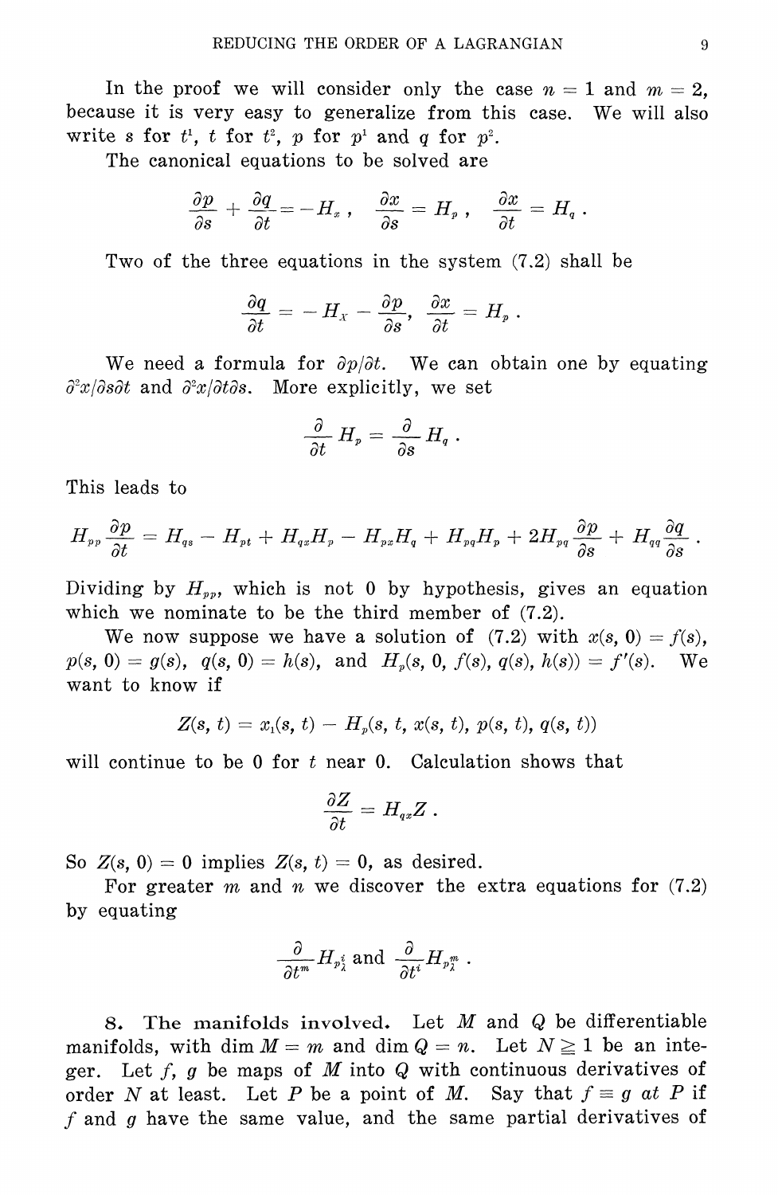In the proof we will consider only the case $n = 1$ and $m = 2$, because it is very easy to generalize from this case. We will also write $s$ for $t^1$, $t$ for $t^2$, $p$ for $p^1$ and $q$ for $p^2$.

The canonical equations to be solved are

$$\frac{\partial p}{\partial s} + \frac{\partial q}{\partial t} = -H_x \, , \quad \frac{\partial x}{\partial s} = H_p \, , \quad \frac{\partial x}{\partial t} = H_q \, .$$

Two of the three equations in the system (7.2) shall be

$$\frac{\partial q}{\partial t} = -H_X - \frac{\partial p}{\partial s}, \quad \frac{\partial x}{\partial t} = H_p \, .$$

We need a formula for $\partial p/\partial t$. We can obtain one by equating $\partial^2 x/\partial s \partial t$ and $\partial^2 x/\partial t \partial s$. More explicitly, we set

$$\frac{\partial}{\partial t} H_p = \frac{\partial}{\partial s} H_q \, .$$

This leads to

$$H_{pp} \frac{\partial p}{\partial t} = H_{qs} - H_{pt} + H_{qx} H_p - H_{px} H_q + H_{pq} H_p + 2 H_{pq} \frac{\partial p}{\partial s} + H_{qq} \frac{\partial q}{\partial s} \, .$$

Dividing by $H_{pp}$, which is not 0 by hypothesis, gives an equation which we nominate to be the third member of (7.2).

We now suppose we have a solution of (7.2) with $x(s, 0) = f(s)$, $p(s, 0) = g(s)$, $q(s, 0) = h(s)$, and $H_p(s, 0, f(s), q(s), h(s)) = f'(s)$. We want to know if

$$Z(s, t) = x_1(s, t) - H_p(s, t, x(s, t), p(s, t), q(s, t))$$

will continue to be 0 for $t$ near 0. Calculation shows that

$$\frac{\partial Z}{\partial t} = H_{qx} Z \, .$$

So $Z(s, 0) = 0$ implies $Z(s, t) = 0$, as desired.

For greater $m$ and $n$ we discover the extra equations for (7.2) by equating

$$\frac{\partial}{\partial t^m} H_{p^i_\lambda} \text{ and } \frac{\partial}{\partial t^i} H_{p^m_\lambda} \, .$$

**8. The manifolds involved.** Let $M$ and $Q$ be differentiable manifolds, with $\dim M = m$ and $\dim Q = n$. Let $N \geqq 1$ be an integer. Let $f$, $g$ be maps of $M$ into $Q$ with continuous derivatives of order $N$ at least. Let $P$ be a point of $M$. Say that $f \equiv g$ *at* $P$ if $f$ and $g$ have the same value, and the same partial derivatives of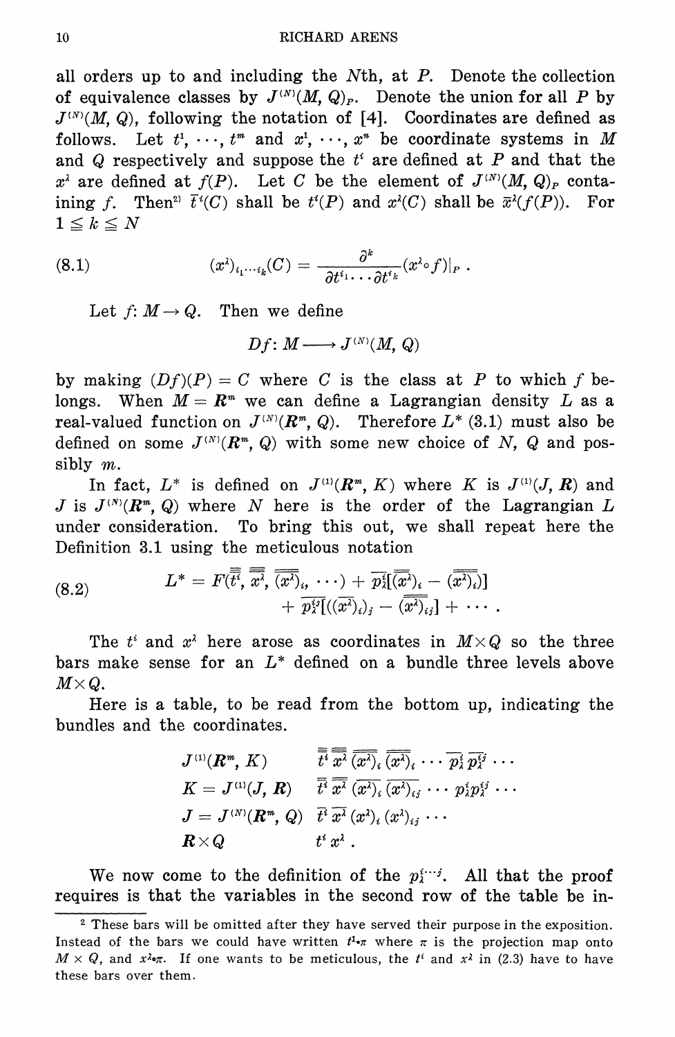all orders up to and including the $N$th, at $P$. Denote the collection of equivalence classes by $J^{(N)}(M, Q)_P$. Denote the union for all $P$ by $J^{(N)}(M, Q)$, following the notation of [4]. Coordinates are defined as follows. Let $t^1, \cdots, t^m$ and $x^1, \cdots, x^n$ be coordinate systems in $M$ and $Q$ respectively and suppose the $t^i$ are defined at $P$ and that the $x^\lambda$ are defined at $f(P)$. Let $C$ be the element of $J^{(N)}(M, Q)_P$ containing $f$. Then[2] $\bar{t}^i(C)$ shall be $t^i(P)$ and $x^\lambda(C)$ shall be $\bar{x}^\lambda(f(P))$. For $1 \leqq k \leqq N$

$$(x^\lambda)_{i_1 \cdots i_k}(C) = \frac{\partial^k}{\partial t^{i_1} \cdots \partial t^{i_k}}(x^\lambda \circ f)|_P \,. \tag{8.1}$$

Let $f: M \to Q$. Then we define

$$Df: M \longrightarrow J^{(N)}(M, Q)$$

by making $(Df)(P) = C$ where $C$ is the class at $P$ to which $f$ belongs. When $M = \boldsymbol{R}^m$ we can define a Lagrangian density $L$ as a real-valued function on $J^{(N)}(\boldsymbol{R}^m, Q)$. Therefore $L^*$ (3.1) must also be defined on some $J^{(N)}(\boldsymbol{R}^m, Q)$ with some new choice of $N$, $Q$ and possibly $m$.

In fact, $L^*$ is defined on $J^{(1)}(\boldsymbol{R}^m, K)$ where $K$ is $J^{(1)}(J, \boldsymbol{R})$ and $J$ is $J^{(N)}(\boldsymbol{R}^m, Q)$ where $N$ here is the order of the Lagrangian $L$ under consideration. To bring this out, we shall repeat here the Definition 3.1 using the meticulous notation

$$\begin{aligned} L^* = F(\overline{\overline{\overline{t^i}}}, \overline{\overline{\overline{x^\lambda}}}, \overline{\overline{(x^\lambda)_i}}, \cdots) &+ \overline{p^i_\lambda}[\overline{(\overline{\overline{x^\lambda}})_i} - \overline{\overline{(\overline{x^\lambda})_i}}] \\ &+ \overline{p^{ij}_\lambda}[((\overline{\overline{x^\lambda}})_i)_j - \overline{\overline{(\overline{x^\lambda})_{ij}}}] + \cdots \,. \end{aligned} \tag{8.2}$$

The $t^i$ and $x^\lambda$ here arose as coordinates in $M \times Q$ so the three bars make sense for an $L^*$ defined on a bundle three levels above $M \times Q$.

Here is a table, to be read from the bottom up, indicating the bundles and the coordinates.

| | |
|---|---|
| $J^{(1)}(\boldsymbol{R}^m, K)$ | $\overline{\overline{\overline{t^i}}}\ \overline{\overline{\overline{x^\lambda}}}\ \overline{\overline{(\overline{x^\lambda})_i}}\ \overline{(\overline{\overline{x^\lambda}})_i} \cdots \overline{p^i_\lambda}\ \overline{p^{ij}_\lambda} \cdots$ |
| $K = J^{(1)}(J, \boldsymbol{R})$ | $\overline{\overline{t^i}}\ \overline{\overline{x^\lambda}}\ \overline{(\overline{x^\lambda})_i}\ \overline{(\overline{x^\lambda})_{ij}} \cdots p^i_\lambda p^{ij}_\lambda \cdots$ |
| $J = J^{(N)}(\boldsymbol{R}^m, Q)$ | $\overline{t^i}\ \overline{x^\lambda}\ (x^\lambda)_i\ (x^\lambda)_{ij} \cdots$ |
| $\boldsymbol{R} \times Q$ | $t^i\ x^\lambda$ . |

We now come to the definition of the $p^{i \cdots j}_\lambda$. All that the proof requires is that the variables in the second row of the table be in-

---

[2] These bars will be omitted after they have served their purpose in the exposition. Instead of the bars we could have written $t^1 \circ \pi$ where $\pi$ is the projection map onto $M \times Q$, and $x^\lambda \circ \pi$. If one wants to be meticulous, the $t^i$ and $x^\lambda$ in (2.3) have to have these bars over them.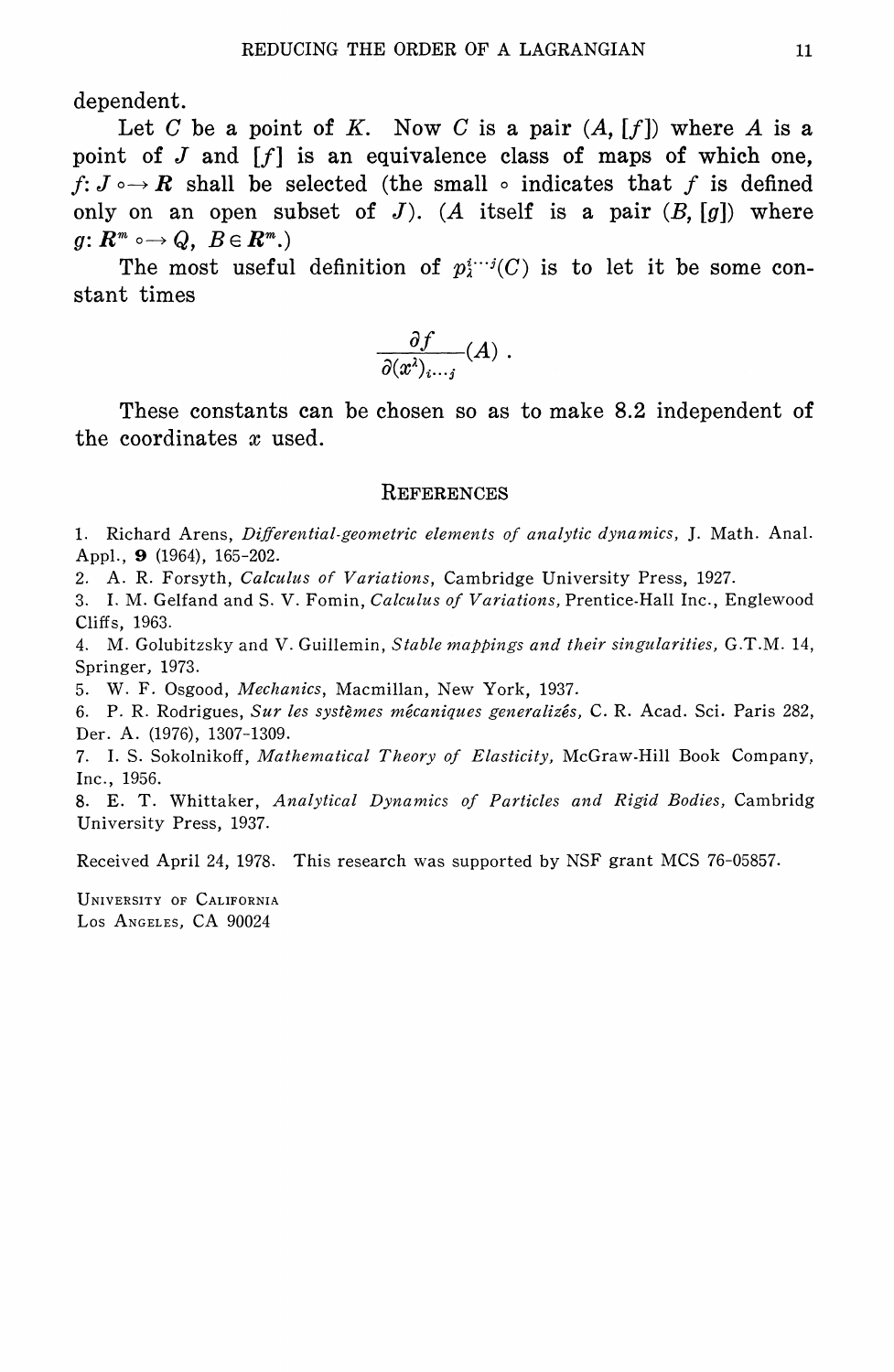dependent.

Let $C$ be a point of $K$. Now $C$ is a pair $(A, [f])$ where $A$ is a point of $J$ and $[f]$ is an equivalence class of maps of which one, $f: J \circ\!\!\rightarrow \boldsymbol{R}$ shall be selected (the small $\circ$ indicates that $f$ is defined only on an open subset of $J$). ($A$ itself is a pair $(B, [g])$ where $g: \boldsymbol{R}^m \circ\!\!\rightarrow Q$, $B \in \boldsymbol{R}^m$.)

The most useful definition of $p_\lambda^{i\cdots j}(C)$ is to let it be some constant times

$$\frac{\partial f}{\partial (x^\lambda)_{i\cdots j}}(A) .$$

These constants can be chosen so as to make 8.2 independent of the coordinates $x$ used.

## References

1. Richard Arens, *Differential-geometric elements of analytic dynamics*, J. Math. Anal. Appl., **9** (1964), 165-202.
2. A. R. Forsyth, *Calculus of Variations*, Cambridge University Press, 1927.
3. I. M. Gelfand and S. V. Fomin, *Calculus of Variations*, Prentice-Hall Inc., Englewood Cliffs, 1963.
4. M. Golubitzsky and V. Guillemin, *Stable mappings and their singularities*, G.T.M. 14, Springer, 1973.
5. W. F. Osgood, *Mechanics*, Macmillan, New York, 1937.
6. P. R. Rodrigues, *Sur les systèmes mécaniques generalizés*, C. R. Acad. Sci. Paris 282, Der. A. (1976), 1307-1309.
7. I. S. Sokolnikoff, *Mathematical Theory of Elasticity*, McGraw-Hill Book Company, Inc., 1956.
8. E. T. Whittaker, *Analytical Dynamics of Particles and Rigid Bodies*, Cambridg University Press, 1937.

Received April 24, 1978. This research was supported by NSF grant MCS 76-05857.

University of California
Los Angeles, CA 90024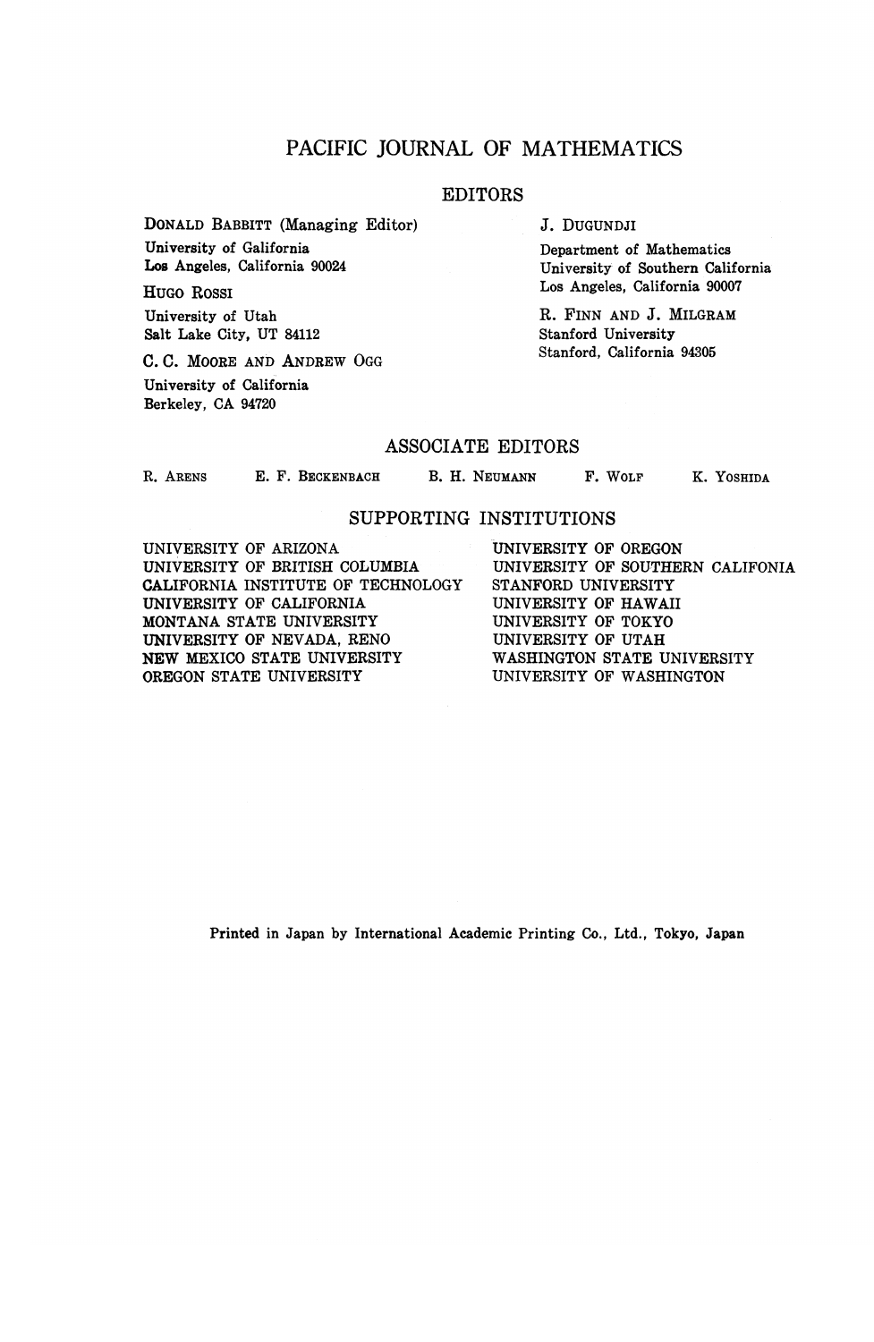# PACIFIC JOURNAL OF MATHEMATICS

## EDITORS

DONALD BABBITT (Managing Editor)
University of Galifornia
Los Angeles, California 90024

HUGO ROSSI
University of Utah
Salt Lake City, UT 84112

C. C. MOORE AND ANDREW OGG
University of California
Berkeley, CA 94720

J. DUGUNDJI
Department of Mathematics
University of Southern California
Los Angeles, California 90007

R. FINN AND J. MILGRAM
Stanford University
Stanford, California 94305

## ASSOCIATE EDITORS

R. ARENS  E. F. BECKENBACH  B. H. NEUMANN  F. WOLF  K. YOSHIDA

## SUPPORTING INSTITUTIONS

UNIVERSITY OF ARIZONA
UNIVERSITY OF BRITISH COLUMBIA
CALIFORNIA INSTITUTE OF TECHNOLOGY
UNIVERSITY OF CALIFORNIA
MONTANA STATE UNIVERSITY
UNIVERSITY OF NEVADA, RENO
NEW MEXICO STATE UNIVERSITY
OREGON STATE UNIVERSITY
UNIVERSITY OF OREGON
UNIVERSITY OF SOUTHERN CALIFONIA
STANFORD UNIVERSITY
UNIVERSITY OF HAWAII
UNIVERSITY OF TOKYO
UNIVERSITY OF UTAH
WASHINGTON STATE UNIVERSITY
UNIVERSITY OF WASHINGTON

Printed in Japan by International Academic Printing Co., Ltd., Tokyo, Japan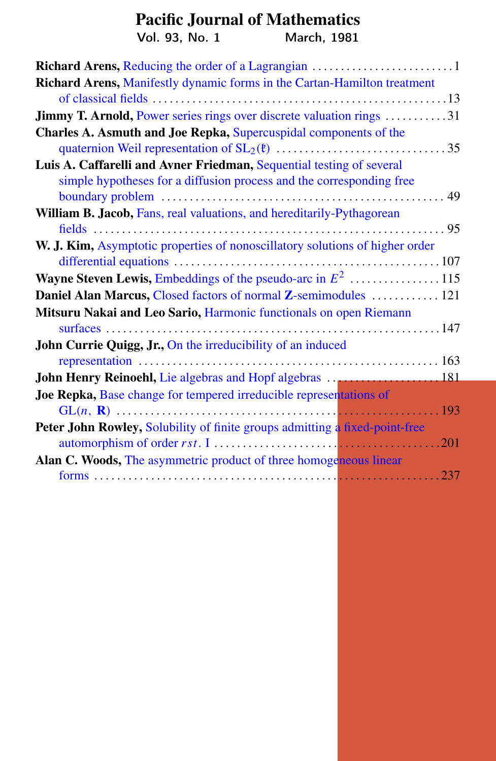# Pacific Journal of Mathematics

Vol. 93, No. 1 March, 1981

**Richard Arens,** Reducing the order of a Lagrangian . . . . . . . . . . . . . . . . . . . . . . . . . 1

**Richard Arens,** Manifestly dynamic forms in the Cartan-Hamilton treatment of classical fields . . . . . . . . . . . . . . . . . . . . . . . . . . . . . . . . . . . . . . . . . . . . . . . . . . . . . 13

**Jimmy T. Arnold,** Power series rings over discrete valuation rings . . . . . . . . . . . 31

**Charles A. Asmuth and Joe Repka,** Supercuspidal components of the quaternion Weil representation of $\mathrm{SL}_2(\mathfrak{k})$ . . . . . . . . . . . . . . . . . . . . . . . . . . . . . 35

**Luis A. Caffarelli and Avner Friedman,** Sequential testing of several simple hypotheses for a diffusion process and the corresponding free boundary problem . . . . . . . . . . . . . . . . . . . . . . . . . . . . . . . . . . . . . . . . . . . . . . . . 49

**William B. Jacob,** Fans, real valuations, and hereditarily-Pythagorean fields . . . . . . . . . . . . . . . . . . . . . . . . . . . . . . . . . . . . . . . . . . . . . . . . . . . . . . . . . . . . . 95

**W. J. Kim,** Asymptotic properties of nonoscillatory solutions of higher order differential equations . . . . . . . . . . . . . . . . . . . . . . . . . . . . . . . . . . . . . . . . . . . . . 107

**Wayne Steven Lewis,** Embeddings of the pseudo-arc in $E^2$ . . . . . . . . . . . . . . . . 115

**Daniel Alan Marcus,** Closed factors of normal **Z**-semimodules . . . . . . . . . . . . 121

**Mitsuru Nakai and Leo Sario,** Harmonic functionals on open Riemann surfaces . . . . . . . . . . . . . . . . . . . . . . . . . . . . . . . . . . . . . . . . . . . . . . . . . . . . . . . . . . 147

**John Currie Quigg, Jr.,** On the irreducibility of an induced representation . . . . . . . . . . . . . . . . . . . . . . . . . . . . . . . . . . . . . . . . . . . . . . . . . . . . 163

**John Henry Reinoehl,** Lie algebras and Hopf algebras . . . . . . . . . . . . . . . . . . . . . 181

**Joe Repka,** Base change for tempered irreducible representations of $\mathrm{GL}(n, \mathbf{R})$ . . . . . . . . . . . . . . . . . . . . . . . . . . . . . . . . . . . . . . . . . . . . . . . . . . . . . . . . . 193

**Peter John Rowley,** Solubility of finite groups admitting a fixed-point-free automorphism of order $rst$. I . . . . . . . . . . . . . . . . . . . . . . . . . . . . . . . . . . . . . . . 201

**Alan C. Woods,** The asymmetric product of three homogeneous linear forms . . . . . . . . . . . . . . . . . . . . . . . . . . . . . . . . . . . . . . . . . . . . . . . . . . . . . . . . . . . . . 237